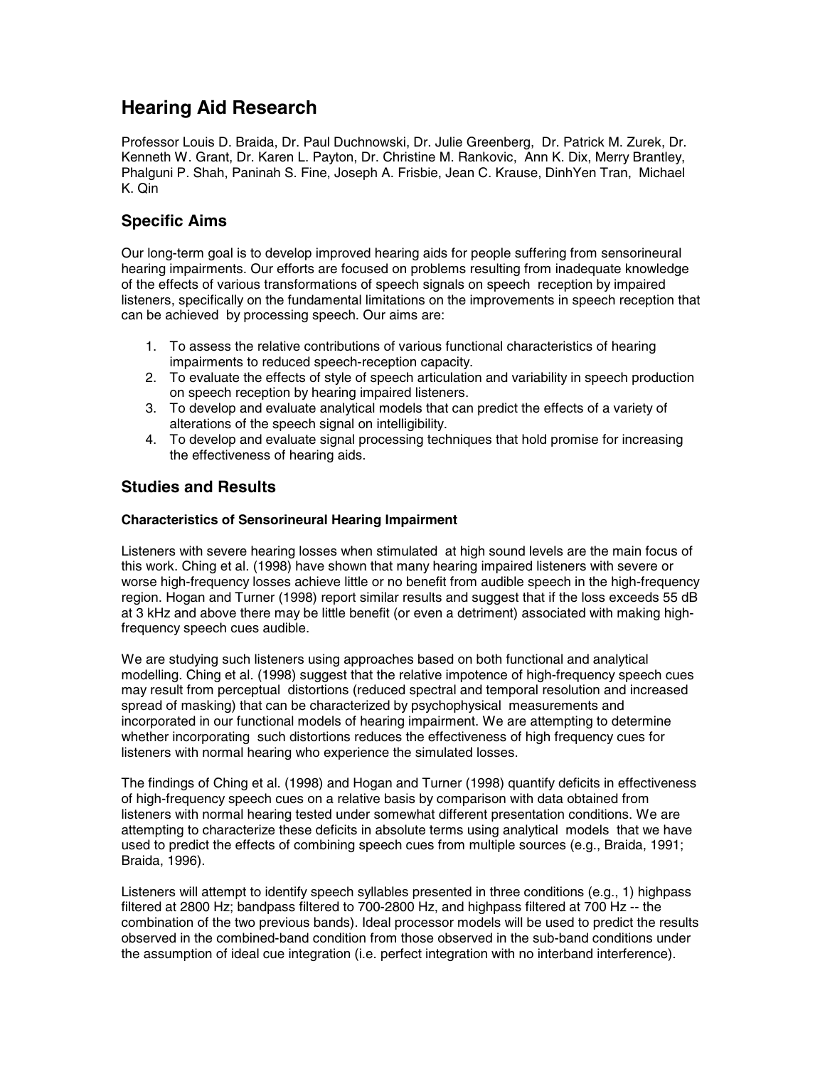# Hearing Aid Research

Professor Louis D. Braida, Dr. Paul Duchnowski, Dr. Julie Greenberg, Dr. Patrick M. Zurek, Dr. Kenneth W. Grant, Dr. Karen L. Payton, Dr. Christine M. Rankovic, Ann K. Dix, Merry Brantley, Phalguni P. Shah, Paninah S. Fine, Joseph A. Frisbie, Jean C. Krause, DinhYen Tran, Michael K. Qin

## Specific Aims

Our long-term goal is to develop improved hearing aids for people suffering from sensorineural hearing impairments. Our efforts are focused on problems resulting from inadequate knowledge of the effects of various transformations of speech signals on speech reception by impaired listeners, specifically on the fundamental limitations on the improvements in speech reception that can be achieved by processing speech. Our aims are:

1. To assess the relative contributions of various functional characteristics of hearing impairments to reduced speech-reception capacity.
2. To evaluate the effects of style of speech articulation and variability in speech production on speech reception by hearing impaired listeners.
3. To develop and evaluate analytical models that can predict the effects of a variety of alterations of the speech signal on intelligibility.
4. To develop and evaluate signal processing techniques that hold promise for increasing the effectiveness of hearing aids.

## Studies and Results

### Characteristics of Sensorineural Hearing Impairment

Listeners with severe hearing losses when stimulated at high sound levels are the main focus of this work. Ching et al. (1998) have shown that many hearing impaired listeners with severe or worse high-frequency losses achieve little or no benefit from audible speech in the high-frequency region. Hogan and Turner (1998) report similar results and suggest that if the loss exceeds 55 dB at 3 kHz and above there may be little benefit (or even a detriment) associated with making high-frequency speech cues audible.

We are studying such listeners using approaches based on both functional and analytical modelling. Ching et al. (1998) suggest that the relative impotence of high-frequency speech cues may result from perceptual distortions (reduced spectral and temporal resolution and increased spread of masking) that can be characterized by psychophysical measurements and incorporated in our functional models of hearing impairment. We are attempting to determine whether incorporating such distortions reduces the effectiveness of high frequency cues for listeners with normal hearing who experience the simulated losses.

The findings of Ching et al. (1998) and Hogan and Turner (1998) quantify deficits in effectiveness of high-frequency speech cues on a relative basis by comparison with data obtained from listeners with normal hearing tested under somewhat different presentation conditions. We are attempting to characterize these deficits in absolute terms using analytical models that we have used to predict the effects of combining speech cues from multiple sources (e.g., Braida, 1991; Braida, 1996).

Listeners will attempt to identify speech syllables presented in three conditions (e.g., 1) highpass filtered at 2800 Hz; bandpass filtered to 700-2800 Hz, and highpass filtered at 700 Hz -- the combination of the two previous bands). Ideal processor models will be used to predict the results observed in the combined-band condition from those observed in the sub-band conditions under the assumption of ideal cue integration (i.e. perfect integration with no interband interference).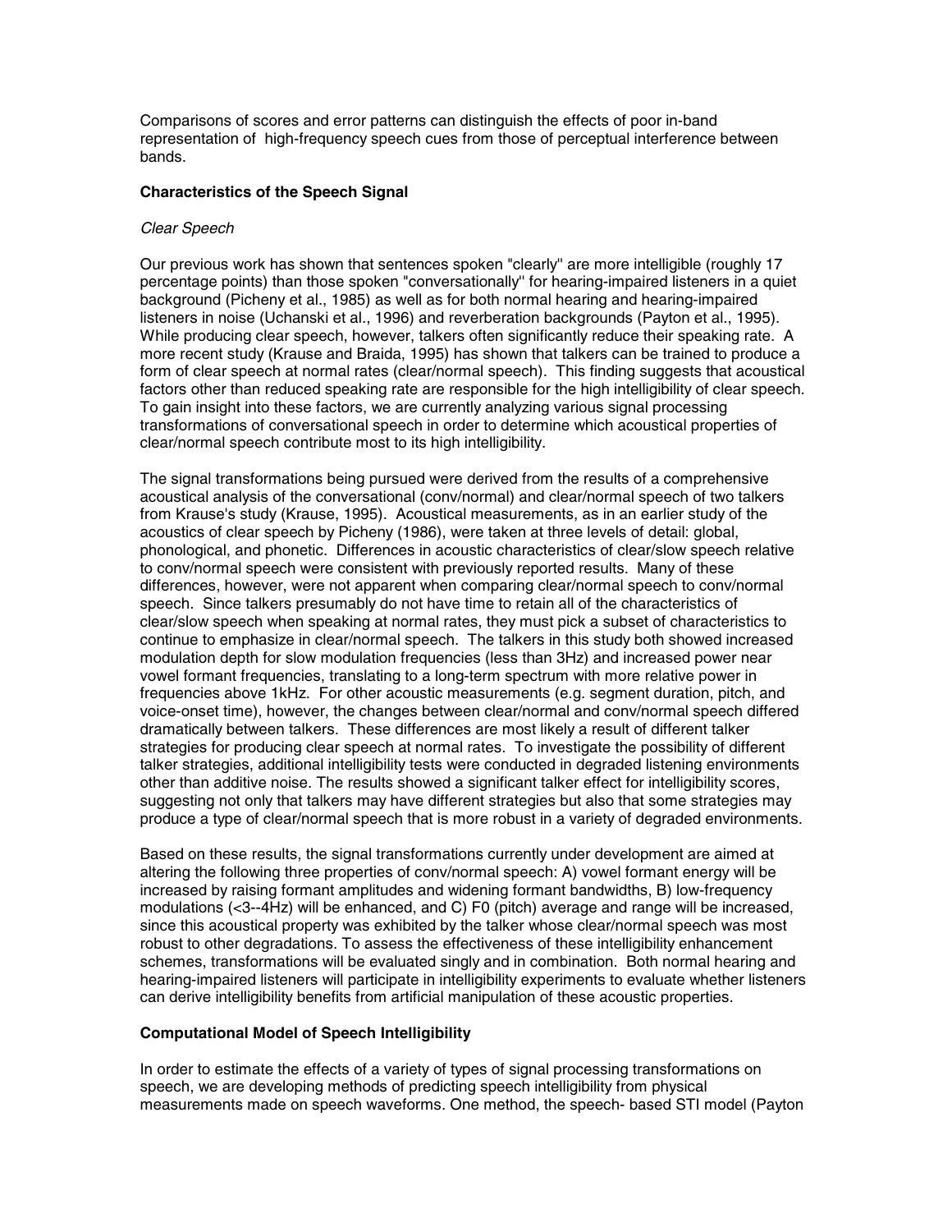Comparisons of scores and error patterns can distinguish the effects of poor in-band representation of high-frequency speech cues from those of perceptual interference between bands.

## Characteristics of the Speech Signal

### *Clear Speech*

Our previous work has shown that sentences spoken "clearly" are more intelligible (roughly 17 percentage points) than those spoken "conversationally" for hearing-impaired listeners in a quiet background (Picheny et al., 1985) as well as for both normal hearing and hearing-impaired listeners in noise (Uchanski et al., 1996) and reverberation backgrounds (Payton et al., 1995). While producing clear speech, however, talkers often significantly reduce their speaking rate. A more recent study (Krause and Braida, 1995) has shown that talkers can be trained to produce a form of clear speech at normal rates (clear/normal speech). This finding suggests that acoustical factors other than reduced speaking rate are responsible for the high intelligibility of clear speech. To gain insight into these factors, we are currently analyzing various signal processing transformations of conversational speech in order to determine which acoustical properties of clear/normal speech contribute most to its high intelligibility.

The signal transformations being pursued were derived from the results of a comprehensive acoustical analysis of the conversational (conv/normal) and clear/normal speech of two talkers from Krause's study (Krause, 1995). Acoustical measurements, as in an earlier study of the acoustics of clear speech by Picheny (1986), were taken at three levels of detail: global, phonological, and phonetic. Differences in acoustic characteristics of clear/slow speech relative to conv/normal speech were consistent with previously reported results. Many of these differences, however, were not apparent when comparing clear/normal speech to conv/normal speech. Since talkers presumably do not have time to retain all of the characteristics of clear/slow speech when speaking at normal rates, they must pick a subset of characteristics to continue to emphasize in clear/normal speech. The talkers in this study both showed increased modulation depth for slow modulation frequencies (less than 3Hz) and increased power near vowel formant frequencies, translating to a long-term spectrum with more relative power in frequencies above 1kHz. For other acoustic measurements (e.g. segment duration, pitch, and voice-onset time), however, the changes between clear/normal and conv/normal speech differed dramatically between talkers. These differences are most likely a result of different talker strategies for producing clear speech at normal rates. To investigate the possibility of different talker strategies, additional intelligibility tests were conducted in degraded listening environments other than additive noise. The results showed a significant talker effect for intelligibility scores, suggesting not only that talkers may have different strategies but also that some strategies may produce a type of clear/normal speech that is more robust in a variety of degraded environments.

Based on these results, the signal transformations currently under development are aimed at altering the following three properties of conv/normal speech: A) vowel formant energy will be increased by raising formant amplitudes and widening formant bandwidths, B) low-frequency modulations (<3--4Hz) will be enhanced, and C) F0 (pitch) average and range will be increased, since this acoustical property was exhibited by the talker whose clear/normal speech was most robust to other degradations. To assess the effectiveness of these intelligibility enhancement schemes, transformations will be evaluated singly and in combination. Both normal hearing and hearing-impaired listeners will participate in intelligibility experiments to evaluate whether listeners can derive intelligibility benefits from artificial manipulation of these acoustic properties.

## Computational Model of Speech Intelligibility

In order to estimate the effects of a variety of types of signal processing transformations on speech, we are developing methods of predicting speech intelligibility from physical measurements made on speech waveforms. One method, the speech- based STI model (Payton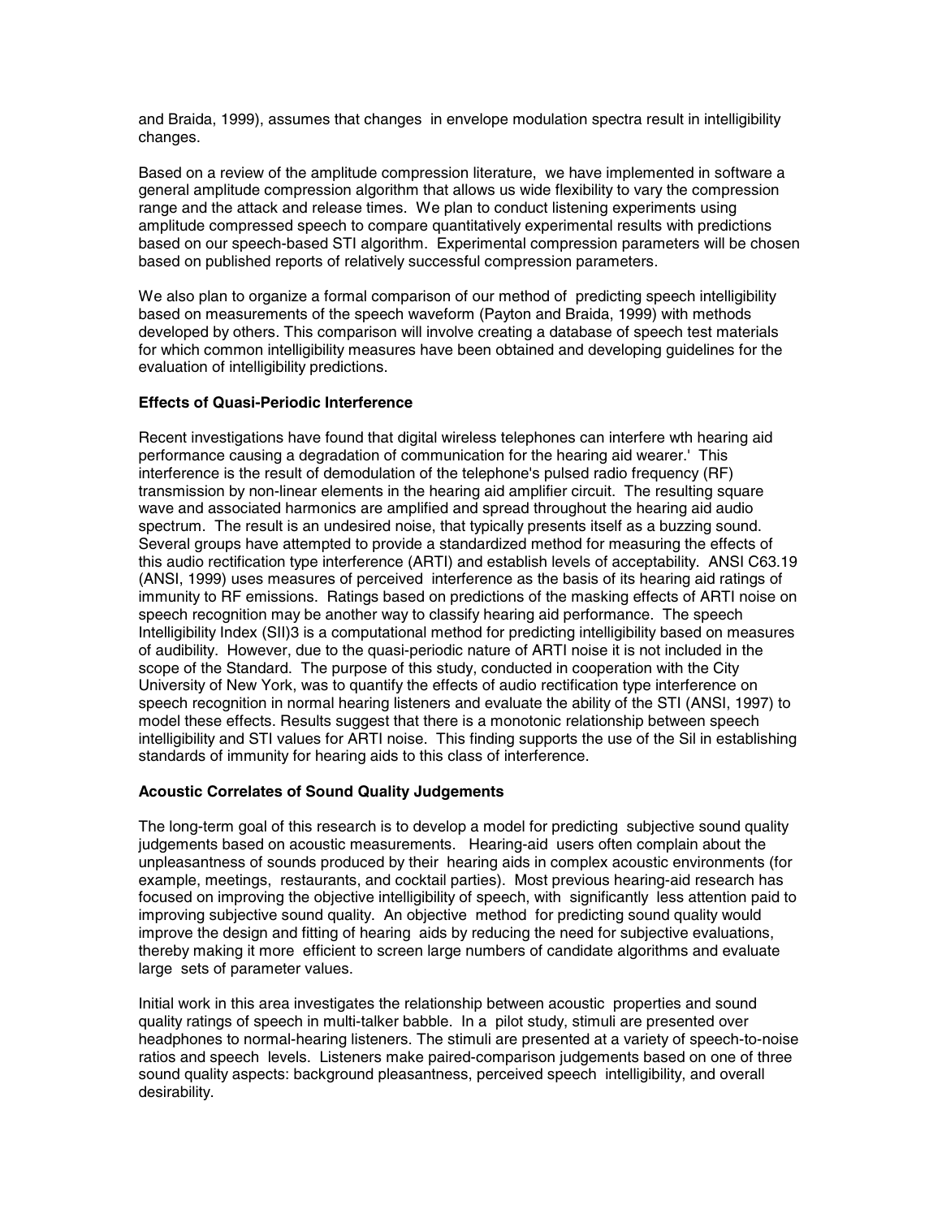and Braida, 1999), assumes that changes in envelope modulation spectra result in intelligibility changes.

Based on a review of the amplitude compression literature, we have implemented in software a general amplitude compression algorithm that allows us wide flexibility to vary the compression range and the attack and release times. We plan to conduct listening experiments using amplitude compressed speech to compare quantitatively experimental results with predictions based on our speech-based STI algorithm. Experimental compression parameters will be chosen based on published reports of relatively successful compression parameters.

We also plan to organize a formal comparison of our method of predicting speech intelligibility based on measurements of the speech waveform (Payton and Braida, 1999) with methods developed by others. This comparison will involve creating a database of speech test materials for which common intelligibility measures have been obtained and developing guidelines for the evaluation of intelligibility predictions.

**Effects of Quasi-Periodic Interference**

Recent investigations have found that digital wireless telephones can interfere wth hearing aid performance causing a degradation of communication for the hearing aid wearer.' This interference is the result of demodulation of the telephone's pulsed radio frequency (RF) transmission by non-linear elements in the hearing aid amplifier circuit. The resulting square wave and associated harmonics are amplified and spread throughout the hearing aid audio spectrum. The result is an undesired noise, that typically presents itself as a buzzing sound. Several groups have attempted to provide a standardized method for measuring the effects of this audio rectification type interference (ARTI) and establish levels of acceptability. ANSI C63.19 (ANSI, 1999) uses measures of perceived interference as the basis of its hearing aid ratings of immunity to RF emissions. Ratings based on predictions of the masking effects of ARTI noise on speech recognition may be another way to classify hearing aid performance. The speech Intelligibility Index (SII)3 is a computational method for predicting intelligibility based on measures of audibility. However, due to the quasi-periodic nature of ARTI noise it is not included in the scope of the Standard. The purpose of this study, conducted in cooperation with the City University of New York, was to quantify the effects of audio rectification type interference on speech recognition in normal hearing listeners and evaluate the ability of the STI (ANSI, 1997) to model these effects. Results suggest that there is a monotonic relationship between speech intelligibility and STI values for ARTI noise. This finding supports the use of the Sil in establishing standards of immunity for hearing aids to this class of interference.

**Acoustic Correlates of Sound Quality Judgements**

The long-term goal of this research is to develop a model for predicting subjective sound quality judgements based on acoustic measurements. Hearing-aid users often complain about the unpleasantness of sounds produced by their hearing aids in complex acoustic environments (for example, meetings, restaurants, and cocktail parties). Most previous hearing-aid research has focused on improving the objective intelligibility of speech, with significantly less attention paid to improving subjective sound quality. An objective method for predicting sound quality would improve the design and fitting of hearing aids by reducing the need for subjective evaluations, thereby making it more efficient to screen large numbers of candidate algorithms and evaluate large sets of parameter values.

Initial work in this area investigates the relationship between acoustic properties and sound quality ratings of speech in multi-talker babble. In a pilot study, stimuli are presented over headphones to normal-hearing listeners. The stimuli are presented at a variety of speech-to-noise ratios and speech levels. Listeners make paired-comparison judgements based on one of three sound quality aspects: background pleasantness, perceived speech intelligibility, and overall desirability.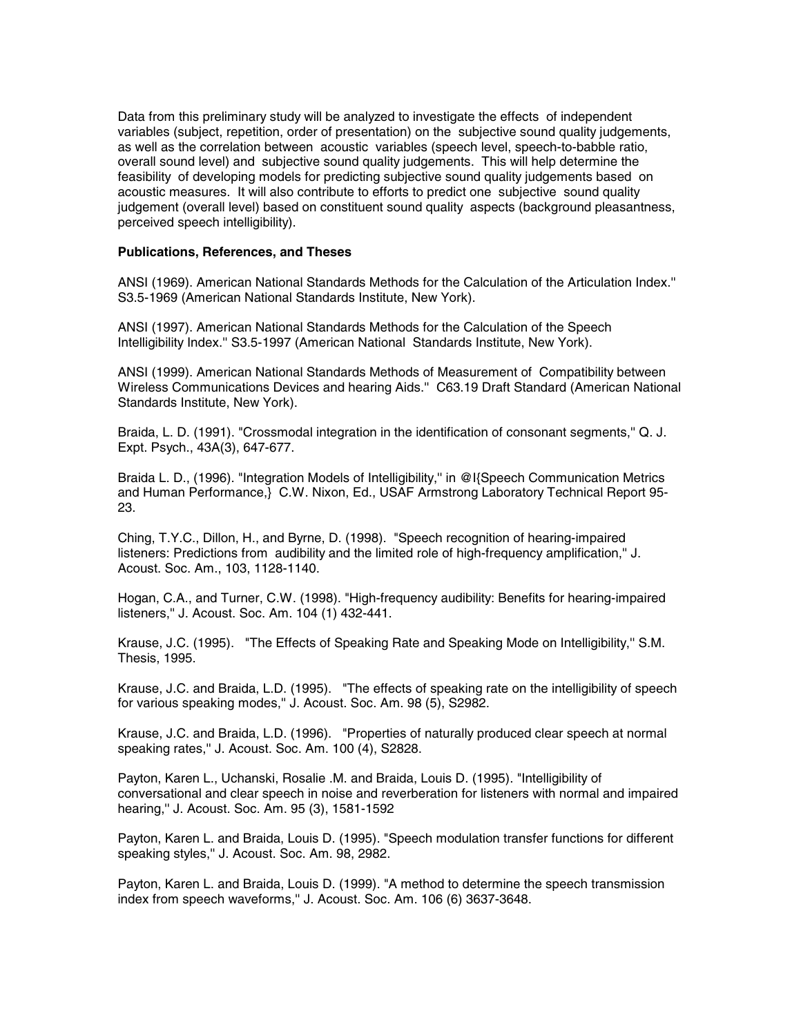Data from this preliminary study will be analyzed to investigate the effects of independent variables (subject, repetition, order of presentation) on the subjective sound quality judgements, as well as the correlation between acoustic variables (speech level, speech-to-babble ratio, overall sound level) and subjective sound quality judgements. This will help determine the feasibility of developing models for predicting subjective sound quality judgements based on acoustic measures. It will also contribute to efforts to predict one subjective sound quality judgement (overall level) based on constituent sound quality aspects (background pleasantness, perceived speech intelligibility).

**Publications, References, and Theses**

ANSI (1969). American National Standards Methods for the Calculation of the Articulation Index.'' S3.5-1969 (American National Standards Institute, New York).

ANSI (1997). American National Standards Methods for the Calculation of the Speech Intelligibility Index.'' S3.5-1997 (American National Standards Institute, New York).

ANSI (1999). American National Standards Methods of Measurement of Compatibility between Wireless Communications Devices and hearing Aids.'' C63.19 Draft Standard (American National Standards Institute, New York).

Braida, L. D. (1991). "Crossmodal integration in the identification of consonant segments,'' Q. J. Expt. Psych., 43A(3), 647-677.

Braida L. D., (1996). "Integration Models of Intelligibility,'' in @I{Speech Communication Metrics and Human Performance,} C.W. Nixon, Ed., USAF Armstrong Laboratory Technical Report 95-23.

Ching, T.Y.C., Dillon, H., and Byrne, D. (1998). "Speech recognition of hearing-impaired listeners: Predictions from audibility and the limited role of high-frequency amplification,'' J. Acoust. Soc. Am., 103, 1128-1140.

Hogan, C.A., and Turner, C.W. (1998). "High-frequency audibility: Benefits for hearing-impaired listeners,'' J. Acoust. Soc. Am. 104 (1) 432-441.

Krause, J.C. (1995). "The Effects of Speaking Rate and Speaking Mode on Intelligibility,'' S.M. Thesis, 1995.

Krause, J.C. and Braida, L.D. (1995). "The effects of speaking rate on the intelligibility of speech for various speaking modes,'' J. Acoust. Soc. Am. 98 (5), S2982.

Krause, J.C. and Braida, L.D. (1996). "Properties of naturally produced clear speech at normal speaking rates,'' J. Acoust. Soc. Am. 100 (4), S2828.

Payton, Karen L., Uchanski, Rosalie .M. and Braida, Louis D. (1995). "Intelligibility of conversational and clear speech in noise and reverberation for listeners with normal and impaired hearing,'' J. Acoust. Soc. Am. 95 (3), 1581-1592

Payton, Karen L. and Braida, Louis D. (1995). "Speech modulation transfer functions for different speaking styles,'' J. Acoust. Soc. Am. 98, 2982.

Payton, Karen L. and Braida, Louis D. (1999). "A method to determine the speech transmission index from speech waveforms,'' J. Acoust. Soc. Am. 106 (6) 3637-3648.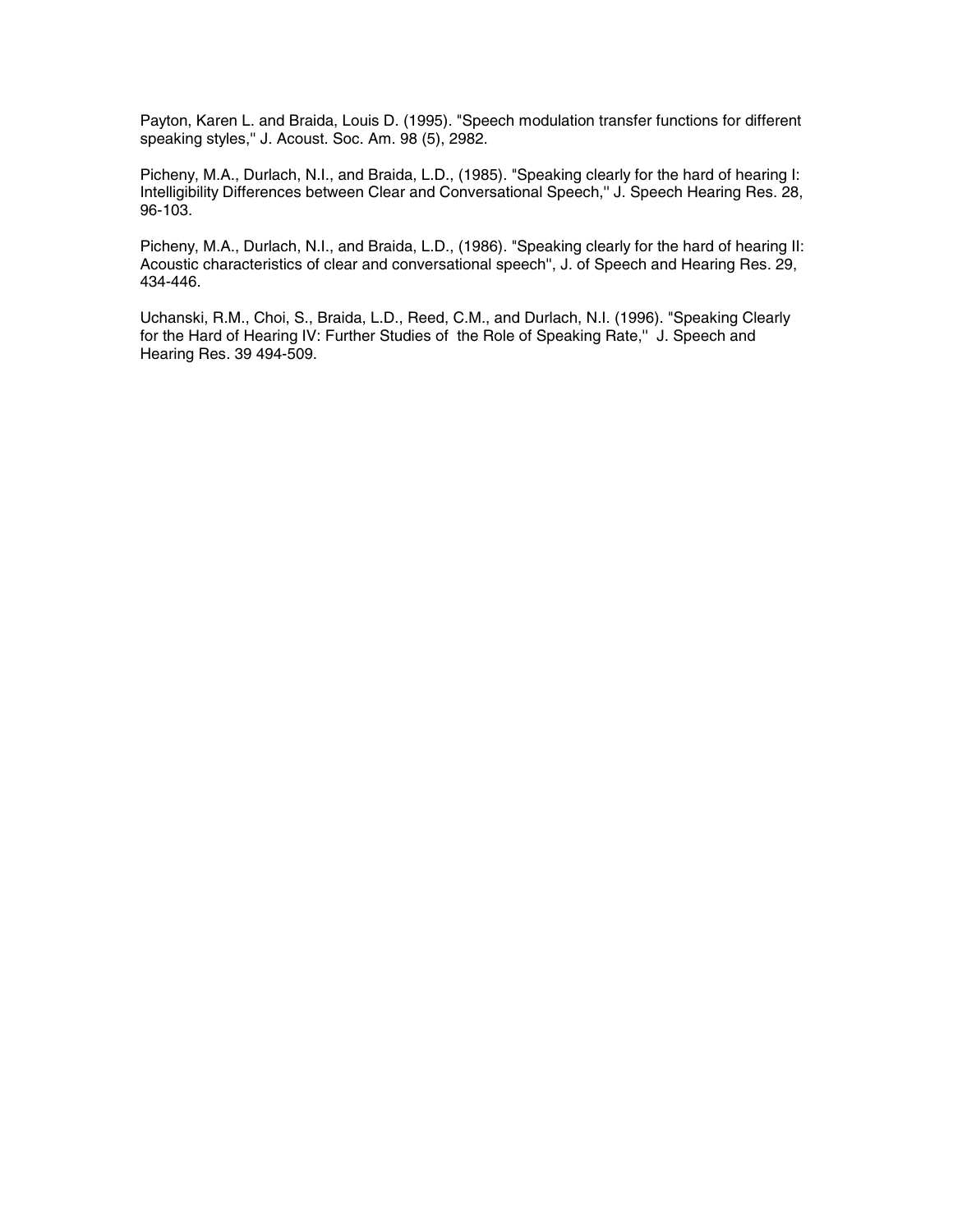Payton, Karen L. and Braida, Louis D. (1995). "Speech modulation transfer functions for different speaking styles," J. Acoust. Soc. Am. 98 (5), 2982.

Picheny, M.A., Durlach, N.I., and Braida, L.D., (1985). "Speaking clearly for the hard of hearing I: Intelligibility Differences between Clear and Conversational Speech," J. Speech Hearing Res. 28, 96-103.

Picheny, M.A., Durlach, N.I., and Braida, L.D., (1986). "Speaking clearly for the hard of hearing II: Acoustic characteristics of clear and conversational speech", J. of Speech and Hearing Res. 29, 434-446.

Uchanski, R.M., Choi, S., Braida, L.D., Reed, C.M., and Durlach, N.I. (1996). "Speaking Clearly for the Hard of Hearing IV: Further Studies of the Role of Speaking Rate," J. Speech and Hearing Res. 39 494-509.